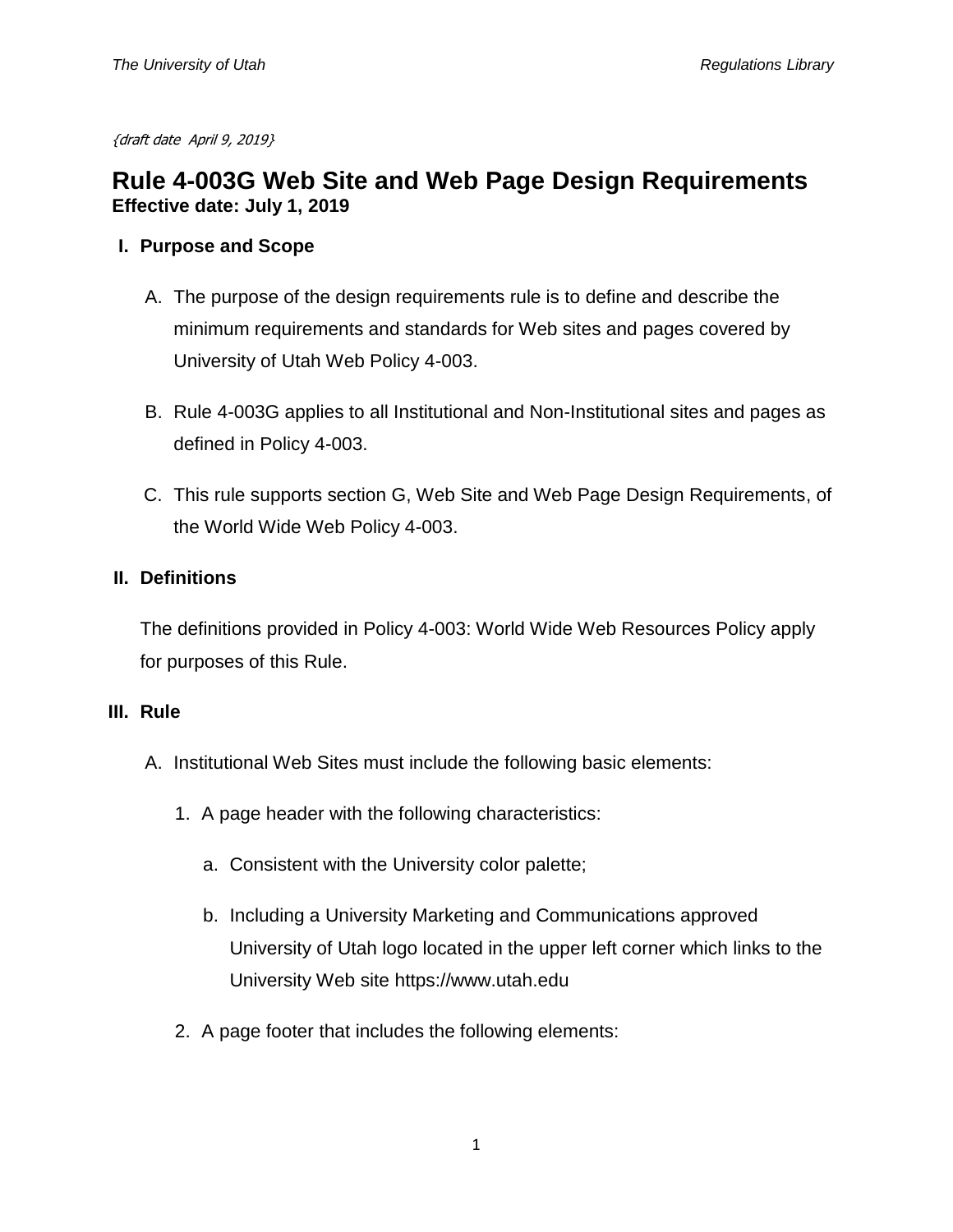*{draft date April 9, 2019}*

# Rule 4-003G Web Site and Web Page Design Requirements

**Effective date: July 1, 2019**

## I. Purpose and Scope

A. The purpose of the design requirements rule is to define and describe the minimum requirements and standards for Web sites and pages covered by University of Utah Web Policy 4-003.

B. Rule 4-003G applies to all Institutional and Non-Institutional sites and pages as defined in Policy 4-003.

C. This rule supports section G, Web Site and Web Page Design Requirements, of the World Wide Web Policy 4-003.

## II. Definitions

The definitions provided in Policy 4-003: World Wide Web Resources Policy apply for purposes of this Rule.

## III. Rule

A. Institutional Web Sites must include the following basic elements:

1. A page header with the following characteristics:

   a. Consistent with the University color palette;

   b. Including a University Marketing and Communications approved University of Utah logo located in the upper left corner which links to the University Web site https://www.utah.edu

2. A page footer that includes the following elements: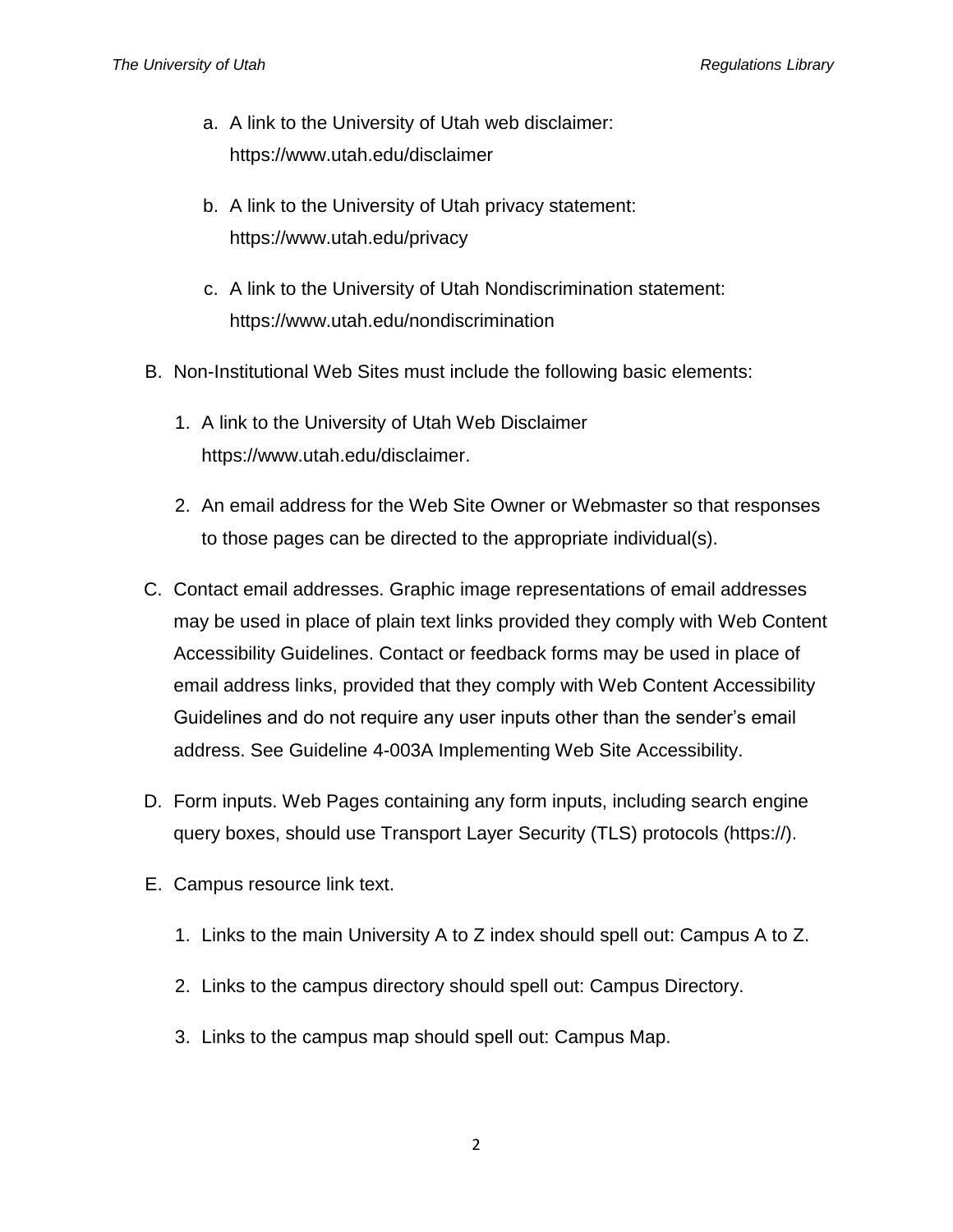a. A link to the University of Utah web disclaimer: https://www.utah.edu/disclaimer

   b. A link to the University of Utah privacy statement: https://www.utah.edu/privacy

   c. A link to the University of Utah Nondiscrimination statement: https://www.utah.edu/nondiscrimination

B. Non-Institutional Web Sites must include the following basic elements:

   1. A link to the University of Utah Web Disclaimer https://www.utah.edu/disclaimer.

   2. An email address for the Web Site Owner or Webmaster so that responses to those pages can be directed to the appropriate individual(s).

C. Contact email addresses. Graphic image representations of email addresses may be used in place of plain text links provided they comply with Web Content Accessibility Guidelines. Contact or feedback forms may be used in place of email address links, provided that they comply with Web Content Accessibility Guidelines and do not require any user inputs other than the sender's email address. See Guideline 4-003A Implementing Web Site Accessibility.

D. Form inputs. Web Pages containing any form inputs, including search engine query boxes, should use Transport Layer Security (TLS) protocols (https://).

E. Campus resource link text.

   1. Links to the main University A to Z index should spell out: Campus A to Z.

   2. Links to the campus directory should spell out: Campus Directory.

   3. Links to the campus map should spell out: Campus Map.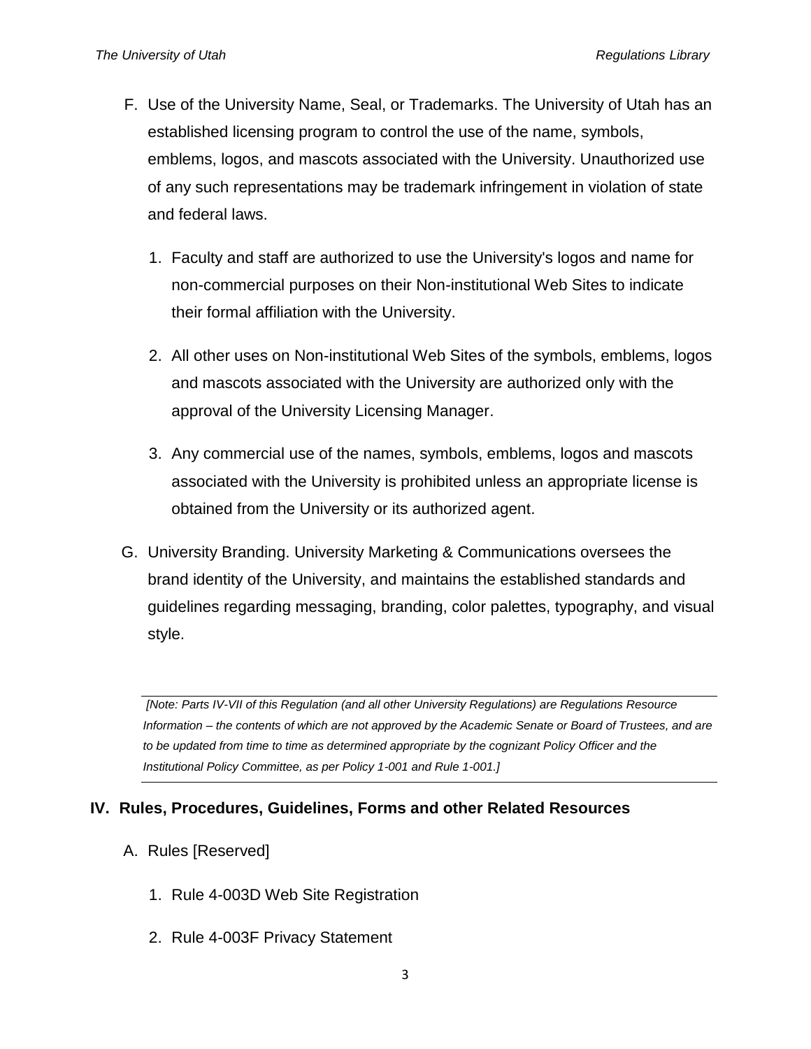F. Use of the University Name, Seal, or Trademarks. The University of Utah has an established licensing program to control the use of the name, symbols, emblems, logos, and mascots associated with the University. Unauthorized use of any such representations may be trademark infringement in violation of state and federal laws.

   1. Faculty and staff are authorized to use the University's logos and name for non-commercial purposes on their Non-institutional Web Sites to indicate their formal affiliation with the University.

   2. All other uses on Non-institutional Web Sites of the symbols, emblems, logos and mascots associated with the University are authorized only with the approval of the University Licensing Manager.

   3. Any commercial use of the names, symbols, emblems, logos and mascots associated with the University is prohibited unless an appropriate license is obtained from the University or its authorized agent.

G. University Branding. University Marketing & Communications oversees the brand identity of the University, and maintains the established standards and guidelines regarding messaging, branding, color palettes, typography, and visual style.

---

*[Note: Parts IV-VII of this Regulation (and all other University Regulations) are Regulations Resource Information – the contents of which are not approved by the Academic Senate or Board of Trustees, and are to be updated from time to time as determined appropriate by the cognizant Policy Officer and the Institutional Policy Committee, as per Policy 1-001 and Rule 1-001.]*

---

## IV. Rules, Procedures, Guidelines, Forms and other Related Resources

A. Rules [Reserved]

   1. Rule 4-003D Web Site Registration

   2. Rule 4-003F Privacy Statement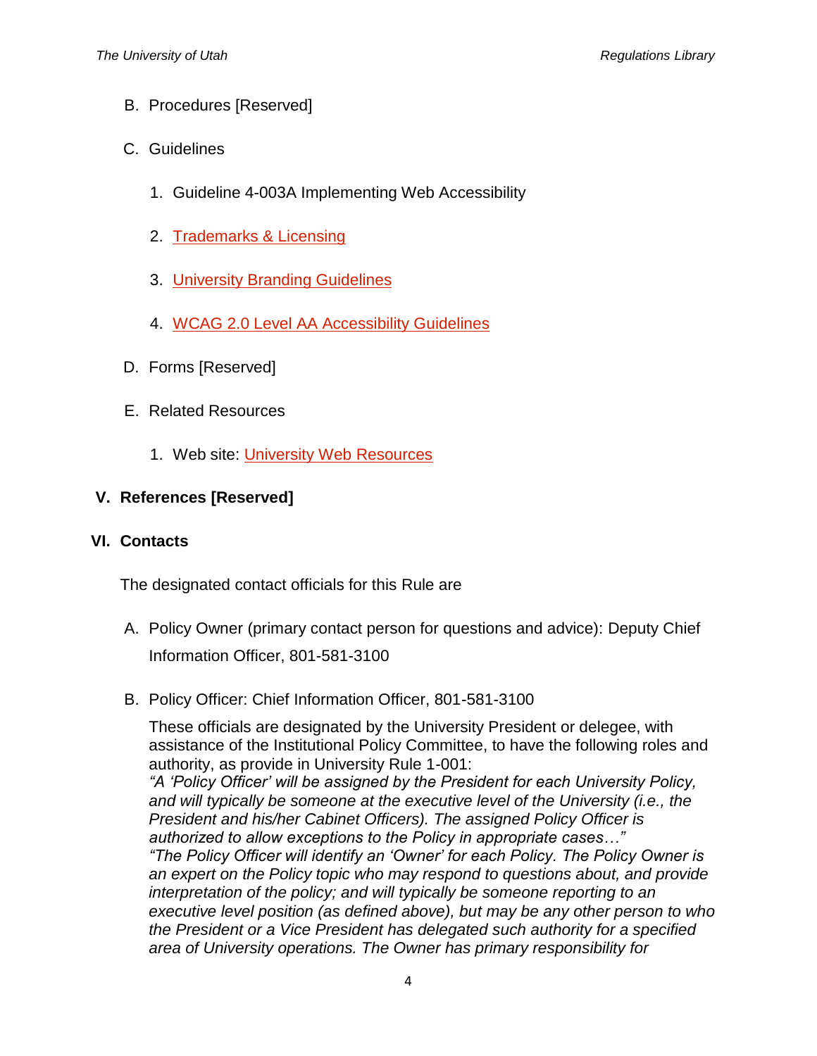B. Procedures [Reserved]

C. Guidelines

1. Guideline 4-003A Implementing Web Accessibility

2. Trademarks & Licensing

3. University Branding Guidelines

4. WCAG 2.0 Level AA Accessibility Guidelines

D. Forms [Reserved]

E. Related Resources

1. Web site: University Web Resources

## V. References [Reserved]

## VI. Contacts

The designated contact officials for this Rule are

A. Policy Owner (primary contact person for questions and advice): Deputy Chief Information Officer, 801-581-3100

B. Policy Officer: Chief Information Officer, 801-581-3100

These officials are designated by the University President or delegee, with assistance of the Institutional Policy Committee, to have the following roles and authority, as provide in University Rule 1-001:

*"A 'Policy Officer' will be assigned by the President for each University Policy, and will typically be someone at the executive level of the University (i.e., the President and his/her Cabinet Officers). The assigned Policy Officer is authorized to allow exceptions to the Policy in appropriate cases…"*

*"The Policy Officer will identify an 'Owner' for each Policy. The Policy Owner is an expert on the Policy topic who may respond to questions about, and provide interpretation of the policy; and will typically be someone reporting to an executive level position (as defined above), but may be any other person to who the President or a Vice President has delegated such authority for a specified area of University operations. The Owner has primary responsibility for*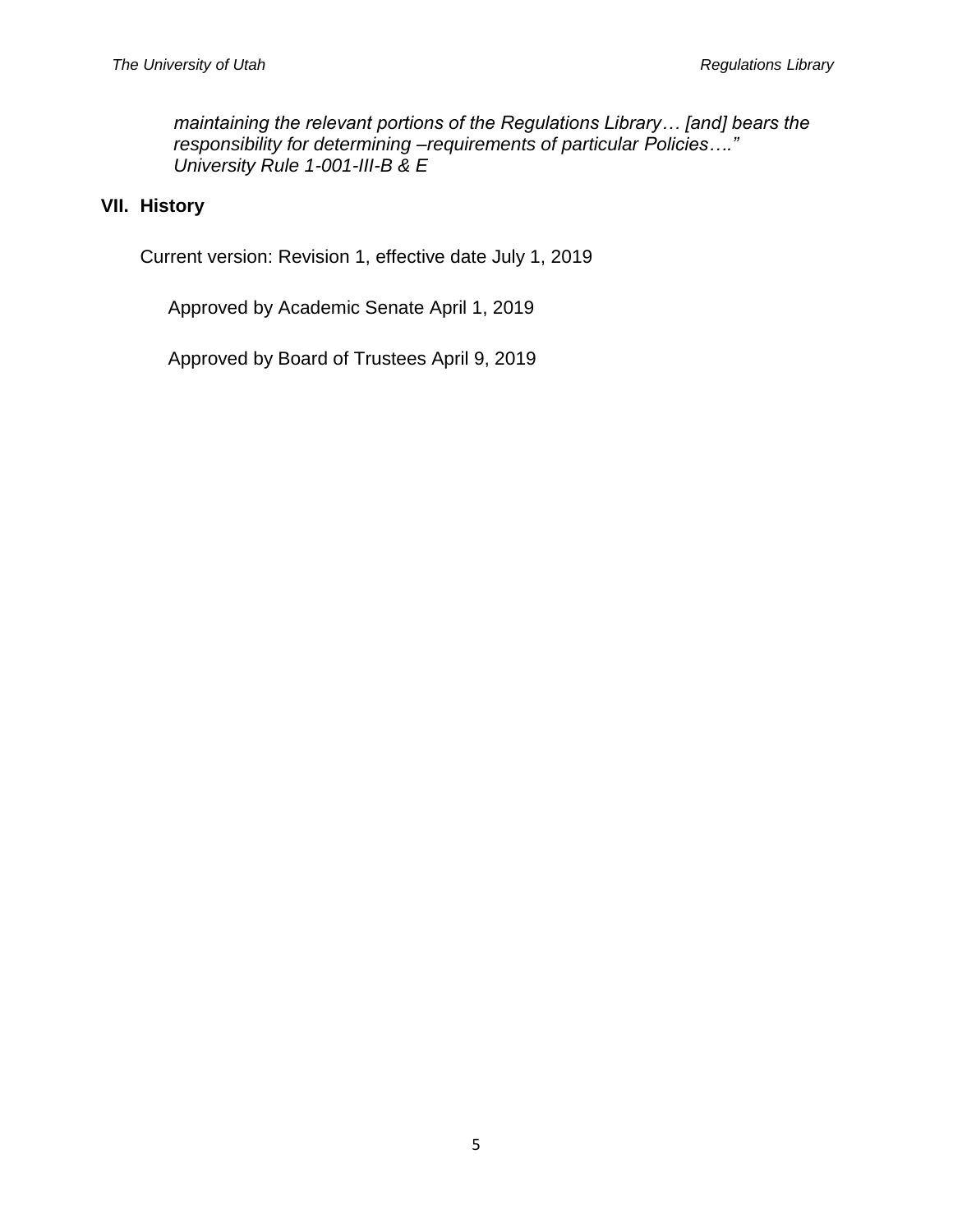*maintaining the relevant portions of the Regulations Library… [and] bears the responsibility for determining –requirements of particular Policies…." University Rule 1-001-III-B & E*

## VII. History

Current version: Revision 1, effective date July 1, 2019

Approved by Academic Senate April 1, 2019

Approved by Board of Trustees April 9, 2019